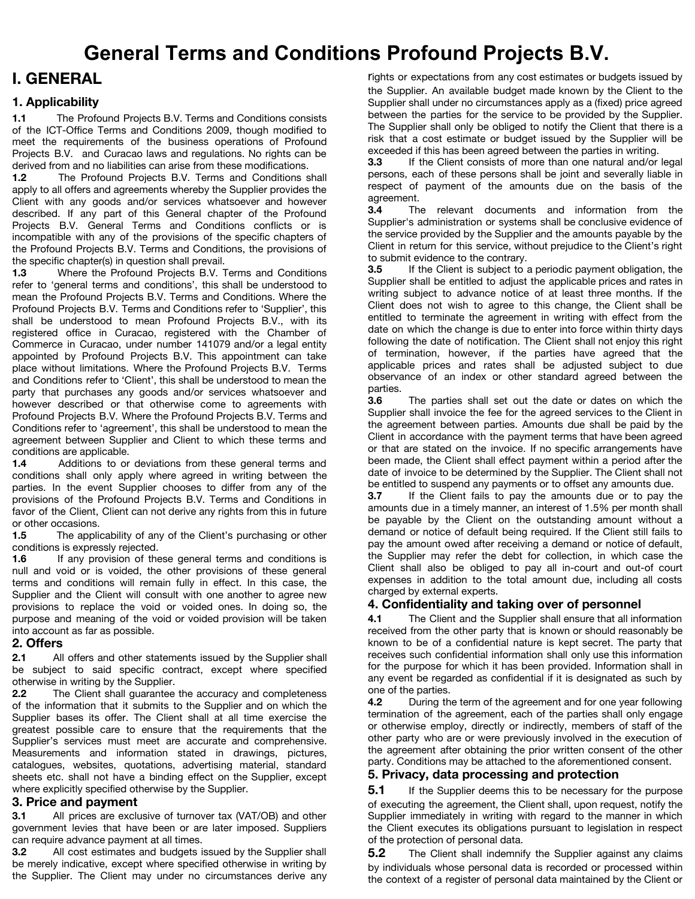# General Terms and Conditions Profound Projects B.V.

## I. GENERAL

### 1. Applicability

**1.1** The Profound Projects B.V. Terms and Conditions consists of the ICT-Office Terms and Conditions 2009, though modified to meet the requirements of the business operations of Profound Projects B.V. and Curacao laws and regulations. No rights can be derived from and no liabilities can arise from these modifications.

**1.2** The Profound Projects B.V. Terms and Conditions shall apply to all offers and agreements whereby the Supplier provides the Client with any goods and/or services whatsoever and however described. If any part of this General chapter of the Profound Projects B.V. General Terms and Conditions conflicts or is incompatible with any of the provisions of the specific chapters of the Profound Projects B.V. Terms and Conditions, the provisions of the specific chapter(s) in question shall prevail.

**1.3** Where the Profound Projects B.V. Terms and Conditions refer to 'general terms and conditions', this shall be understood to mean the Profound Projects B.V. Terms and Conditions. Where the Profound Projects B.V. Terms and Conditions refer to 'Supplier', this shall be understood to mean Profound Projects B.V., with its registered office in Curacao, registered with the Chamber of Commerce in Curacao, under number 141079 and/or a legal entity appointed by Profound Projects B.V. This appointment can take place without limitations. Where the Profound Projects B.V. Terms and Conditions refer to 'Client', this shall be understood to mean the party that purchases any goods and/or services whatsoever and however described or that otherwise come to agreements with Profound Projects B.V. Where the Profound Projects B.V. Terms and Conditions refer to 'agreement', this shall be understood to mean the agreement between Supplier and Client to which these terms and conditions are applicable.

**1.4** Additions to or deviations from these general terms and conditions shall only apply where agreed in writing between the parties. In the event Supplier chooses to differ from any of the provisions of the Profound Projects B.V. Terms and Conditions in favor of the Client, Client can not derive any rights from this in future or other occasions.

**1.5** The applicability of any of the Client's purchasing or other conditions is expressly rejected.

**1.6** If any provision of these general terms and conditions is null and void or is voided, the other provisions of these general terms and conditions will remain fully in effect. In this case, the Supplier and the Client will consult with one another to agree new provisions to replace the void or voided ones. In doing so, the purpose and meaning of the void or voided provision will be taken into account as far as possible.

### 2. Offers

**2.1** All offers and other statements issued by the Supplier shall be subject to said specific contract, except where specified otherwise in writing by the Supplier.

**2.2** The Client shall guarantee the accuracy and completeness of the information that it submits to the Supplier and on which the Supplier bases its offer. The Client shall at all time exercise the greatest possible care to ensure that the requirements that the Supplier's services must meet are accurate and comprehensive. Measurements and information stated in drawings, pictures, catalogues, websites, quotations, advertising material, standard sheets etc. shall not have a binding effect on the Supplier, except where explicitly specified otherwise by the Supplier.

### 3. Price and payment

**3.1** All prices are exclusive of turnover tax (VAT/OB) and other government levies that have been or are later imposed. Suppliers can require advance payment at all times.

**3.2** All cost estimates and budgets issued by the Supplier shall be merely indicative, except where specified otherwise in writing by the Supplier. The Client may under no circumstances derive any rights or expectations from any cost estimates or budgets issued by the Supplier. An available budget made known by the Client to the Supplier shall under no circumstances apply as a (fixed) price agreed between the parties for the service to be provided by the Supplier. The Supplier shall only be obliged to notify the Client that there is a risk that a cost estimate or budget issued by the Supplier will be exceeded if this has been agreed between the parties in writing.

**3.3** If the Client consists of more than one natural and/or legal persons, each of these persons shall be joint and severally liable in respect of payment of the amounts due on the basis of the agreement.

**3.4** The relevant documents and information from the Supplier's administration or systems shall be conclusive evidence of the service provided by the Supplier and the amounts payable by the Client in return for this service, without prejudice to the Client's right to submit evidence to the contrary.

**3.5** If the Client is subject to a periodic payment obligation, the Supplier shall be entitled to adjust the applicable prices and rates in writing subject to advance notice of at least three months. If the Client does not wish to agree to this change, the Client shall be entitled to terminate the agreement in writing with effect from the date on which the change is due to enter into force within thirty days following the date of notification. The Client shall not enjoy this right of termination, however, if the parties have agreed that the applicable prices and rates shall be adjusted subject to due observance of an index or other standard agreed between the parties.

**3.6** The parties shall set out the date or dates on which the Supplier shall invoice the fee for the agreed services to the Client in the agreement between parties. Amounts due shall be paid by the Client in accordance with the payment terms that have been agreed or that are stated on the invoice. If no specific arrangements have been made, the Client shall effect payment within a period after the date of invoice to be determined by the Supplier. The Client shall not be entitled to suspend any payments or to offset any amounts due.

**3.7** If the Client fails to pay the amounts due or to pay the amounts due in a timely manner, an interest of 1.5% per month shall be payable by the Client on the outstanding amount without a demand or notice of default being required. If the Client still fails to pay the amount owed after receiving a demand or notice of default, the Supplier may refer the debt for collection, in which case the Client shall also be obliged to pay all in-court and out-of court expenses in addition to the total amount due, including all costs charged by external experts.

### 4. Confidentiality and taking over of personnel

**4.1** The Client and the Supplier shall ensure that all information received from the other party that is known or should reasonably be known to be of a confidential nature is kept secret. The party that receives such confidential information shall only use this information for the purpose for which it has been provided. Information shall in any event be regarded as confidential if it is designated as such by one of the parties.

**4.2** During the term of the agreement and for one year following termination of the agreement, each of the parties shall only engage or otherwise employ, directly or indirectly, members of staff of the other party who are or were previously involved in the execution of the agreement after obtaining the prior written consent of the other party. Conditions may be attached to the aforementioned consent.

### 5. Privacy, data processing and protection

**5.1** If the Supplier deems this to be necessary for the purpose of executing the agreement, the Client shall, upon request, notify the Supplier immediately in writing with regard to the manner in which the Client executes its obligations pursuant to legislation in respect of the protection of personal data.

**5.2** The Client shall indemnify the Supplier against any claims by individuals whose personal data is recorded or processed within the context of a register of personal data maintained by the Client or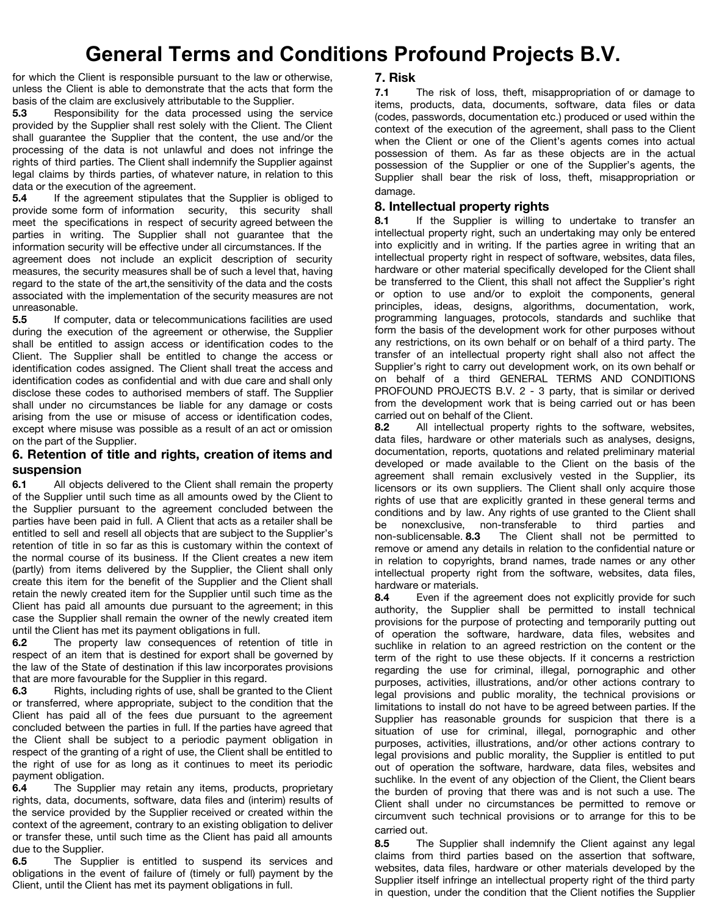# General Terms and Conditions Profound Projects B.V.

for which the Client is responsible pursuant to the law or otherwise, unless the Client is able to demonstrate that the acts that form the basis of the claim are exclusively attributable to the Supplier.

**5.3** Responsibility for the data processed using the service provided by the Supplier shall rest solely with the Client. The Client shall guarantee the Supplier that the content, the use and/or the processing of the data is not unlawful and does not infringe the rights of third parties. The Client shall indemnify the Supplier against legal claims by thirds parties, of whatever nature, in relation to this data or the execution of the agreement.

**5.4** If the agreement stipulates that the Supplier is obliged to provide some form of information security, this security shall meet the specifications in respect of security agreed between the parties in writing. The Supplier shall not guarantee that the information security will be effective under all circumstances. If the agreement does not include an explicit description of security measures, the security measures shall be of such a level that, having regard to the state of the art,the sensitivity of the data and the costs associated with the implementation of the security measures are not unreasonable.

**5.5** If computer, data or telecommunications facilities are used during the execution of the agreement or otherwise, the Supplier shall be entitled to assign access or identification codes to the Client. The Supplier shall be entitled to change the access or identification codes assigned. The Client shall treat the access and identification codes as confidential and with due care and shall only disclose these codes to authorised members of staff. The Supplier shall under no circumstances be liable for any damage or costs arising from the use or misuse of access or identification codes, except where misuse was possible as a result of an act or omission on the part of the Supplier.

## 6. Retention of title and rights, creation of items and suspension

**6.1** All objects delivered to the Client shall remain the property of the Supplier until such time as all amounts owed by the Client to the Supplier pursuant to the agreement concluded between the parties have been paid in full. A Client that acts as a retailer shall be entitled to sell and resell all objects that are subject to the Supplier's retention of title in so far as this is customary within the context of the normal course of its business. If the Client creates a new item (partly) from items delivered by the Supplier, the Client shall only create this item for the benefit of the Supplier and the Client shall retain the newly created item for the Supplier until such time as the Client has paid all amounts due pursuant to the agreement; in this case the Supplier shall remain the owner of the newly created item until the Client has met its payment obligations in full.

**6.2** The property law consequences of retention of title in respect of an item that is destined for export shall be governed by the law of the State of destination if this law incorporates provisions that are more favourable for the Supplier in this regard.

**6.3** Rights, including rights of use, shall be granted to the Client or transferred, where appropriate, subject to the condition that the Client has paid all of the fees due pursuant to the agreement concluded between the parties in full. If the parties have agreed that the Client shall be subject to a periodic payment obligation in respect of the granting of a right of use, the Client shall be entitled to the right of use for as long as it continues to meet its periodic payment obligation.

**6.4** The Supplier may retain any items, products, proprietary rights, data, documents, software, data files and (interim) results of the service provided by the Supplier received or created within the context of the agreement, contrary to an existing obligation to deliver or transfer these, until such time as the Client has paid all amounts due to the Supplier.

**6.5** The Supplier is entitled to suspend its services and obligations in the event of failure of (timely or full) payment by the Client, until the Client has met its payment obligations in full.

## 7. Risk

**7.1** The risk of loss, theft, misappropriation of or damage to items, products, data, documents, software, data files or data (codes, passwords, documentation etc.) produced or used within the context of the execution of the agreement, shall pass to the Client when the Client or one of the Client's agents comes into actual possession of them. As far as these objects are in the actual possession of the Supplier or one of the Supplier's agents, the Supplier shall bear the risk of loss, theft, misappropriation or damage.

## 8. Intellectual property rights

**8.1** If the Supplier is willing to undertake to transfer an intellectual property right, such an undertaking may only be entered into explicitly and in writing. If the parties agree in writing that an intellectual property right in respect of software, websites, data files, hardware or other material specifically developed for the Client shall be transferred to the Client, this shall not affect the Supplier's right or option to use and/or to exploit the components, general principles, ideas, designs, algorithms, documentation, work, programming languages, protocols, standards and suchlike that form the basis of the development work for other purposes without any restrictions, on its own behalf or on behalf of a third party. The transfer of an intellectual property right shall also not affect the Supplier's right to carry out development work, on its own behalf or on behalf of a third GENERAL TERMS AND CONDITIONS PROFOUND PROJECTS B.V. 2 - 3 party, that is similar or derived from the development work that is being carried out or has been carried out on behalf of the Client.

**8.2** All intellectual property rights to the software, websites, data files, hardware or other materials such as analyses, designs, documentation, reports, quotations and related preliminary material developed or made available to the Client on the basis of the agreement shall remain exclusively vested in the Supplier, its licensors or its own suppliers. The Client shall only acquire those rights of use that are explicitly granted in these general terms and conditions and by law. Any rights of use granted to the Client shall be nonexclusive, non-transferable to third parties and non-sublicensable.

**8.3** The Client shall not be permitted to remove or amend any details in relation to the confidential nature or in relation to copyrights, brand names, trade names or any other intellectual property right from the software, websites, data files, hardware or materials.

**8.4** Even if the agreement does not explicitly provide for such authority, the Supplier shall be permitted to install technical provisions for the purpose of protecting and temporarily putting out of operation the software, hardware, data files, websites and suchlike in relation to an agreed restriction on the content or the term of the right to use these objects. If it concerns a restriction regarding the use for criminal, illegal, pornographic and other purposes, activities, illustrations, and/or other actions contrary to legal provisions and public morality, the technical provisions or limitations to install do not have to be agreed between parties. If the Supplier has reasonable grounds for suspicion that there is a situation of use for criminal, illegal, pornographic and other purposes, activities, illustrations, and/or other actions contrary to legal provisions and public morality, the Supplier is entitled to put out of operation the software, hardware, data files, websites and suchlike. In the event of any objection of the Client, the Client bears the burden of proving that there was and is not such a use. The Client shall under no circumstances be permitted to remove or circumvent such technical provisions or to arrange for this to be carried out.

**8.5** The Supplier shall indemnify the Client against any legal claims from third parties based on the assertion that software, websites, data files, hardware or other materials developed by the Supplier itself infringe an intellectual property right of the third party in question, under the condition that the Client notifies the Supplier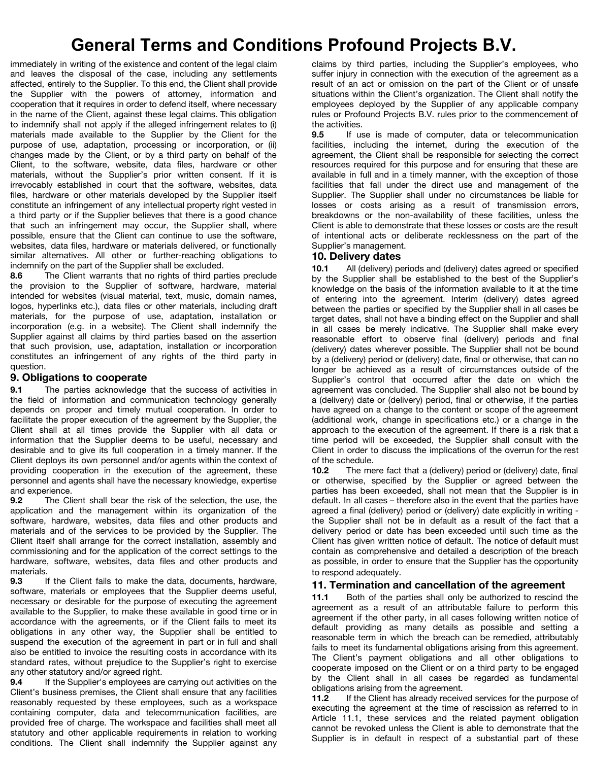immediately in writing of the existence and content of the legal claim and leaves the disposal of the case, including any settlements affected, entirely to the Supplier. To this end, the Client shall provide the Supplier with the powers of attorney, information and cooperation that it requires in order to defend itself, where necessary in the name of the Client, against these legal claims. This obligation to indemnify shall not apply if the alleged infringement relates to (i) materials made available to the Supplier by the Client for the purpose of use, adaptation, processing or incorporation, or (ii) changes made by the Client, or by a third party on behalf of the Client, to the software, website, data files, hardware or other materials, without the Supplier's prior written consent. If it is irrevocably established in court that the software, websites, data files, hardware or other materials developed by the Supplier itself constitute an infringement of any intellectual property right vested in a third party or if the Supplier believes that there is a good chance that such an infringement may occur, the Supplier shall, where possible, ensure that the Client can continue to use the software, websites, data files, hardware or materials delivered, or functionally similar alternatives. All other or further-reaching obligations to indemnify on the part of the Supplier shall be excluded.

**8.6** The Client warrants that no rights of third parties preclude the provision to the Supplier of software, hardware, material intended for websites (visual material, text, music, domain names, logos, hyperlinks etc.), data files or other materials, including draft materials, for the purpose of use, adaptation, installation or incorporation (e.g. in a website). The Client shall indemnify the Supplier against all claims by third parties based on the assertion that such provision, use, adaptation, installation or incorporation constitutes an infringement of any rights of the third party in question.

## 9. Obligations to cooperate

**9.1** The parties acknowledge that the success of activities in the field of information and communication technology generally depends on proper and timely mutual cooperation. In order to facilitate the proper execution of the agreement by the Supplier, the Client shall at all times provide the Supplier with all data or information that the Supplier deems to be useful, necessary and desirable and to give its full cooperation in a timely manner. If the Client deploys its own personnel and/or agents within the context of providing cooperation in the execution of the agreement, these personnel and agents shall have the necessary knowledge, expertise and experience.

**9.2** The Client shall bear the risk of the selection, the use, the application and the management within its organization of the software, hardware, websites, data files and other products and materials and of the services to be provided by the Supplier. The Client itself shall arrange for the correct installation, assembly and commissioning and for the application of the correct settings to the hardware, software, websites, data files and other products and materials.

**9.3** If the Client fails to make the data, documents, hardware, software, materials or employees that the Supplier deems useful, necessary or desirable for the purpose of executing the agreement available to the Supplier, to make these available in good time or in accordance with the agreements, or if the Client fails to meet its obligations in any other way, the Supplier shall be entitled to suspend the execution of the agreement in part or in full and shall also be entitled to invoice the resulting costs in accordance with its standard rates, without prejudice to the Supplier's right to exercise any other statutory and/or agreed right.

**9.4** If the Supplier's employees are carrying out activities on the Client's business premises, the Client shall ensure that any facilities reasonably requested by these employees, such as a workspace containing computer, data and telecommunication facilities, are provided free of charge. The workspace and facilities shall meet all statutory and other applicable requirements in relation to working conditions. The Client shall indemnify the Supplier against any claims by third parties, including the Supplier's employees, who suffer injury in connection with the execution of the agreement as a result of an act or omission on the part of the Client or of unsafe situations within the Client's organization. The Client shall notify the employees deployed by the Supplier of any applicable company rules or Profound Projects B.V. rules prior to the commencement of the activities.

**9.5** If use is made of computer, data or telecommunication facilities, including the internet, during the execution of the agreement, the Client shall be responsible for selecting the correct resources required for this purpose and for ensuring that these are available in full and in a timely manner, with the exception of those facilities that fall under the direct use and management of the Supplier. The Supplier shall under no circumstances be liable for losses or costs arising as a result of transmission errors, breakdowns or the non-availability of these facilities, unless the Client is able to demonstrate that these losses or costs are the result of intentional acts or deliberate recklessness on the part of the Supplier's management.

## 10. Delivery dates

**10.1** All (delivery) periods and (delivery) dates agreed or specified by the Supplier shall be established to the best of the Supplier's knowledge on the basis of the information available to it at the time of entering into the agreement. Interim (delivery) dates agreed between the parties or specified by the Supplier shall in all cases be target dates, shall not have a binding effect on the Supplier and shall in all cases be merely indicative. The Supplier shall make every reasonable effort to observe final (delivery) periods and final (delivery) dates wherever possible. The Supplier shall not be bound by a (delivery) period or (delivery) date, final or otherwise, that can no longer be achieved as a result of circumstances outside of the Supplier's control that occurred after the date on which the agreement was concluded. The Supplier shall also not be bound by a (delivery) date or (delivery) period, final or otherwise, if the parties have agreed on a change to the content or scope of the agreement (additional work, change in specifications etc.) or a change in the approach to the execution of the agreement. If there is a risk that a time period will be exceeded, the Supplier shall consult with the Client in order to discuss the implications of the overrun for the rest of the schedule.

**10.2** The mere fact that a (delivery) period or (delivery) date, final or otherwise, specified by the Supplier or agreed between the parties has been exceeded, shall not mean that the Supplier is in default. In all cases – therefore also in the event that the parties have agreed a final (delivery) period or (delivery) date explicitly in writing - the Supplier shall not be in default as a result of the fact that a delivery period or date has been exceeded until such time as the Client has given written notice of default. The notice of default must contain as comprehensive and detailed a description of the breach as possible, in order to ensure that the Supplier has the opportunity to respond adequately.

## 11. Termination and cancellation of the agreement

**11.1** Both of the parties shall only be authorized to rescind the agreement as a result of an attributable failure to perform this agreement if the other party, in all cases following written notice of default providing as many details as possible and setting a reasonable term in which the breach can be remedied, attributably fails to meet its fundamental obligations arising from this agreement. The Client's payment obligations and all other obligations to cooperate imposed on the Client or on a third party to be engaged by the Client shall in all cases be regarded as fundamental obligations arising from the agreement.

**11.2** If the Client has already received services for the purpose of executing the agreement at the time of rescission as referred to in Article 11.1, these services and the related payment obligation cannot be revoked unless the Client is able to demonstrate that the Supplier is in default in respect of a substantial part of these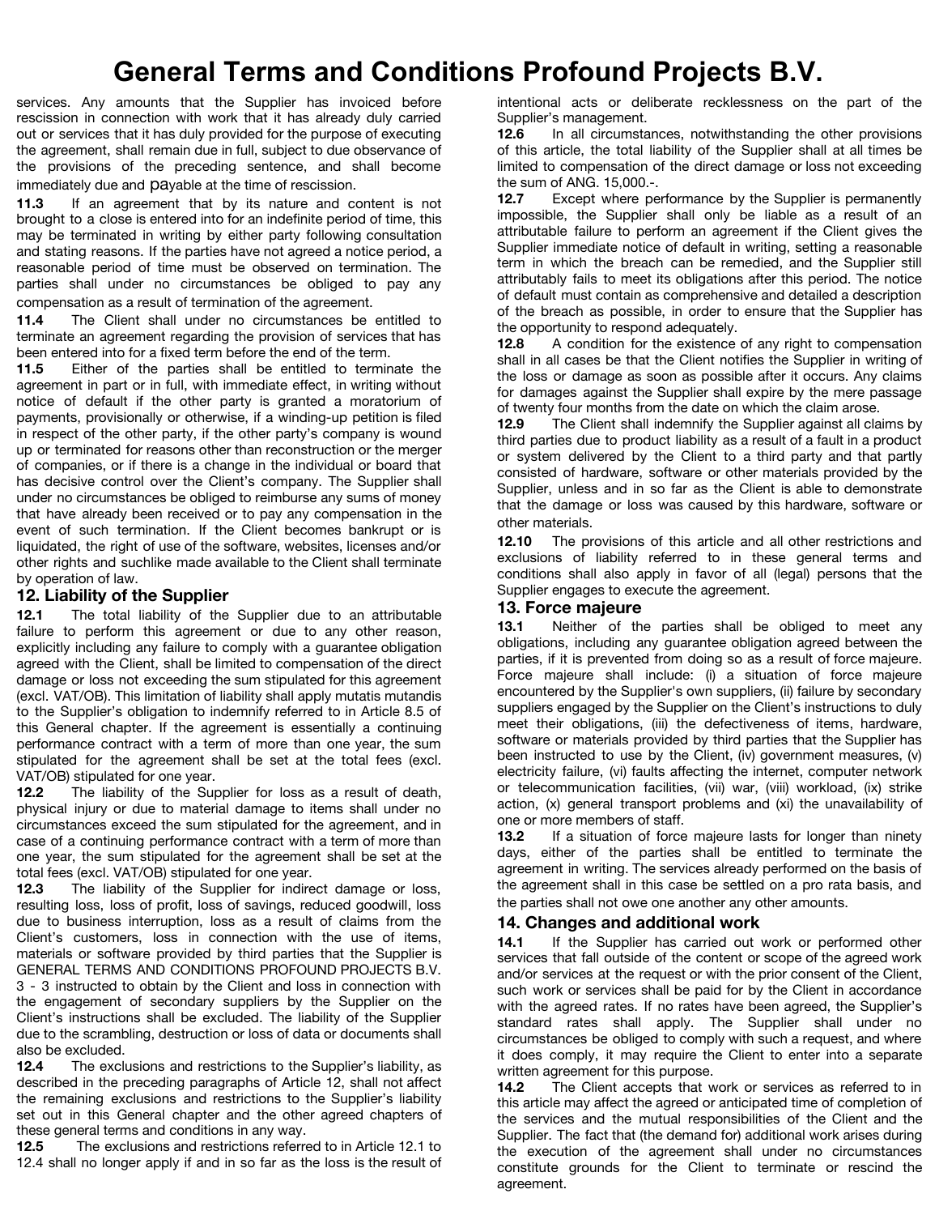services. Any amounts that the Supplier has invoiced before rescission in connection with work that it has already duly carried out or services that it has duly provided for the purpose of executing the agreement, shall remain due in full, subject to due observance of the provisions of the preceding sentence, and shall become immediately due and payable at the time of rescission.

**11.3** If an agreement that by its nature and content is not brought to a close is entered into for an indefinite period of time, this may be terminated in writing by either party following consultation and stating reasons. If the parties have not agreed a notice period, a reasonable period of time must be observed on termination. The parties shall under no circumstances be obliged to pay any compensation as a result of termination of the agreement.

**11.4** The Client shall under no circumstances be entitled to terminate an agreement regarding the provision of services that has been entered into for a fixed term before the end of the term.

**11.5** Either of the parties shall be entitled to terminate the agreement in part or in full, with immediate effect, in writing without notice of default if the other party is granted a moratorium of payments, provisionally or otherwise, if a winding-up petition is filed in respect of the other party, if the other party's company is wound up or terminated for reasons other than reconstruction or the merger of companies, or if there is a change in the individual or board that has decisive control over the Client's company. The Supplier shall under no circumstances be obliged to reimburse any sums of money that have already been received or to pay any compensation in the event of such termination. If the Client becomes bankrupt or is liquidated, the right of use of the software, websites, licenses and/or other rights and suchlike made available to the Client shall terminate by operation of law.

## 12. Liability of the Supplier

**12.1** The total liability of the Supplier due to an attributable failure to perform this agreement or due to any other reason, explicitly including any failure to comply with a guarantee obligation agreed with the Client, shall be limited to compensation of the direct damage or loss not exceeding the sum stipulated for this agreement (excl. VAT/OB). This limitation of liability shall apply mutatis mutandis to the Supplier's obligation to indemnify referred to in Article 8.5 of this General chapter. If the agreement is essentially a continuing performance contract with a term of more than one year, the sum stipulated for the agreement shall be set at the total fees (excl. VAT/OB) stipulated for one year.

**12.2** The liability of the Supplier for loss as a result of death, physical injury or due to material damage to items shall under no circumstances exceed the sum stipulated for the agreement, and in case of a continuing performance contract with a term of more than one year, the sum stipulated for the agreement shall be set at the total fees (excl. VAT/OB) stipulated for one year.

**12.3** The liability of the Supplier for indirect damage or loss, resulting loss, loss of profit, loss of savings, reduced goodwill, loss due to business interruption, loss as a result of claims from the Client's customers, loss in connection with the use of items, materials or software provided by third parties that the Supplier is instructed to obtain by the Client and loss in connection with the engagement of secondary suppliers by the Supplier on the Client's instructions shall be excluded. The liability of the Supplier due to the scrambling, destruction or loss of data or documents shall also be excluded.

**12.4** The exclusions and restrictions to the Supplier's liability, as described in the preceding paragraphs of Article 12, shall not affect the remaining exclusions and restrictions to the Supplier's liability set out in this General chapter and the other agreed chapters of these general terms and conditions in any way.

**12.5** The exclusions and restrictions referred to in Article 12.1 to 12.4 shall no longer apply if and in so far as the loss is the result of intentional acts or deliberate recklessness on the part of the Supplier's management.

**12.6** In all circumstances, notwithstanding the other provisions of this article, the total liability of the Supplier shall at all times be limited to compensation of the direct damage or loss not exceeding the sum of ANG. 15,000.-.

**12.7** Except where performance by the Supplier is permanently impossible, the Supplier shall only be liable as a result of an attributable failure to perform an agreement if the Client gives the Supplier immediate notice of default in writing, setting a reasonable term in which the breach can be remedied, and the Supplier still attributably fails to meet its obligations after this period. The notice of default must contain as comprehensive and detailed a description of the breach as possible, in order to ensure that the Supplier has the opportunity to respond adequately.

**12.8** A condition for the existence of any right to compensation shall in all cases be that the Client notifies the Supplier in writing of the loss or damage as soon as possible after it occurs. Any claims for damages against the Supplier shall expire by the mere passage of twenty four months from the date on which the claim arose.

**12.9** The Client shall indemnify the Supplier against all claims by third parties due to product liability as a result of a fault in a product or system delivered by the Client to a third party and that partly consisted of hardware, software or other materials provided by the Supplier, unless and in so far as the Client is able to demonstrate that the damage or loss was caused by this hardware, software or other materials.

**12.10** The provisions of this article and all other restrictions and exclusions of liability referred to in these general terms and conditions shall also apply in favor of all (legal) persons that the Supplier engages to execute the agreement.

## 13. Force majeure

**13.1** Neither of the parties shall be obliged to meet any obligations, including any guarantee obligation agreed between the parties, if it is prevented from doing so as a result of force majeure. Force majeure shall include: (i) a situation of force majeure encountered by the Supplier's own suppliers, (ii) failure by secondary suppliers engaged by the Supplier on the Client's instructions to duly meet their obligations, (iii) the defectiveness of items, hardware, software or materials provided by third parties that the Supplier has been instructed to use by the Client, (iv) government measures, (v) electricity failure, (vi) faults affecting the internet, computer network or telecommunication facilities, (vii) war, (viii) workload, (ix) strike action, (x) general transport problems and (xi) the unavailability of one or more members of staff.

**13.2** If a situation of force majeure lasts for longer than ninety days, either of the parties shall be entitled to terminate the agreement in writing. The services already performed on the basis of the agreement shall in this case be settled on a pro rata basis, and the parties shall not owe one another any other amounts.

## 14. Changes and additional work

**14.1** If the Supplier has carried out work or performed other services that fall outside of the content or scope of the agreed work and/or services at the request or with the prior consent of the Client, such work or services shall be paid for by the Client in accordance with the agreed rates. If no rates have been agreed, the Supplier's standard rates shall apply. The Supplier shall under no circumstances be obliged to comply with such a request, and where it does comply, it may require the Client to enter into a separate written agreement for this purpose.

**14.2** The Client accepts that work or services as referred to in this article may affect the agreed or anticipated time of completion of the services and the mutual responsibilities of the Client and the Supplier. The fact that (the demand for) additional work arises during the execution of the agreement shall under no circumstances constitute grounds for the Client to terminate or rescind the agreement.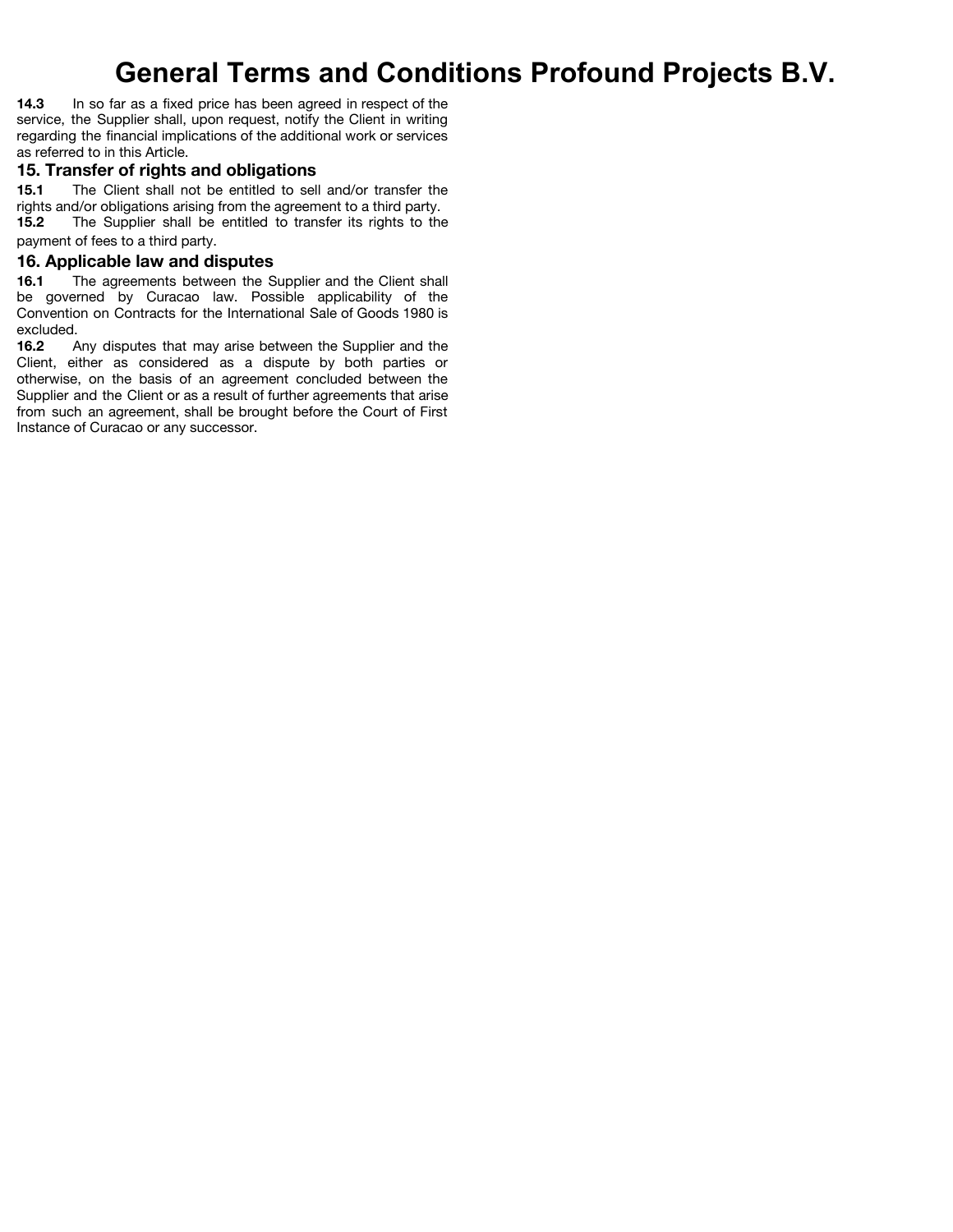**14.3** In so far as a fixed price has been agreed in respect of the service, the Supplier shall, upon request, notify the Client in writing regarding the financial implications of the additional work or services as referred to in this Article.

## 15. Transfer of rights and obligations

**15.1** The Client shall not be entitled to sell and/or transfer the rights and/or obligations arising from the agreement to a third party.

**15.2** The Supplier shall be entitled to transfer its rights to the payment of fees to a third party.

## 16. Applicable law and disputes

**16.1** The agreements between the Supplier and the Client shall be governed by Curacao law. Possible applicability of the Convention on Contracts for the International Sale of Goods 1980 is excluded.

**16.2** Any disputes that may arise between the Supplier and the Client, either as considered as a dispute by both parties or otherwise, on the basis of an agreement concluded between the Supplier and the Client or as a result of further agreements that arise from such an agreement, shall be brought before the Court of First Instance of Curacao or any successor.